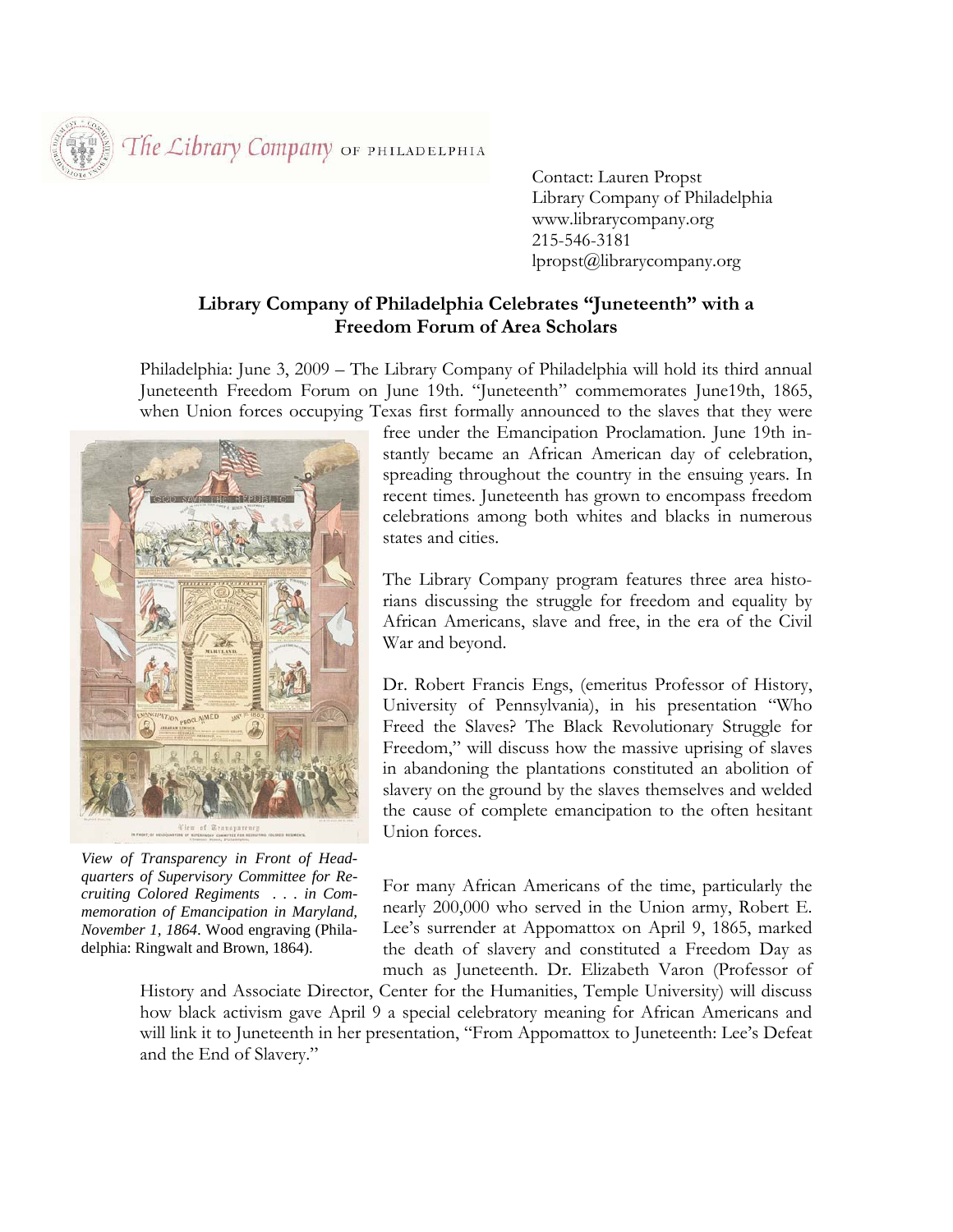The Library Company OF PHILADELPHIA

Contact: Lauren Propst
Library Company of Philadelphia
www.librarycompany.org
215-546-3181
lpropst@librarycompany.org

## Library Company of Philadelphia Celebrates "Juneteenth" with a Freedom Forum of Area Scholars

Philadelphia: June 3, 2009 – The Library Company of Philadelphia will hold its third annual Juneteenth Freedom Forum on June 19th. "Juneteenth" commemorates June19th, 1865, when Union forces occupying Texas first formally announced to the slaves that they were free under the Emancipation Proclamation. June 19th instantly became an African American day of celebration, spreading throughout the country in the ensuing years. In recent times. Juneteenth has grown to encompass freedom celebrations among both whites and blacks in numerous states and cities.

*View of Transparency in Front of Headquarters of Supervisory Committee for Recruiting Colored Regiments . . . in Commemoration of Emancipation in Maryland, November 1, 1864*. Wood engraving (Philadelphia: Ringwalt and Brown, 1864).

The Library Company program features three area historians discussing the struggle for freedom and equality by African Americans, slave and free, in the era of the Civil War and beyond.

Dr. Robert Francis Engs, (emeritus Professor of History, University of Pennsylvania), in his presentation "Who Freed the Slaves? The Black Revolutionary Struggle for Freedom," will discuss how the massive uprising of slaves in abandoning the plantations constituted an abolition of slavery on the ground by the slaves themselves and welded the cause of complete emancipation to the often hesitant Union forces.

For many African Americans of the time, particularly the nearly 200,000 who served in the Union army, Robert E. Lee's surrender at Appomattox on April 9, 1865, marked the death of slavery and constituted a Freedom Day as much as Juneteenth. Dr. Elizabeth Varon (Professor of History and Associate Director, Center for the Humanities, Temple University) will discuss how black activism gave April 9 a special celebratory meaning for African Americans and will link it to Juneteenth in her presentation, "From Appomattox to Juneteenth: Lee's Defeat and the End of Slavery."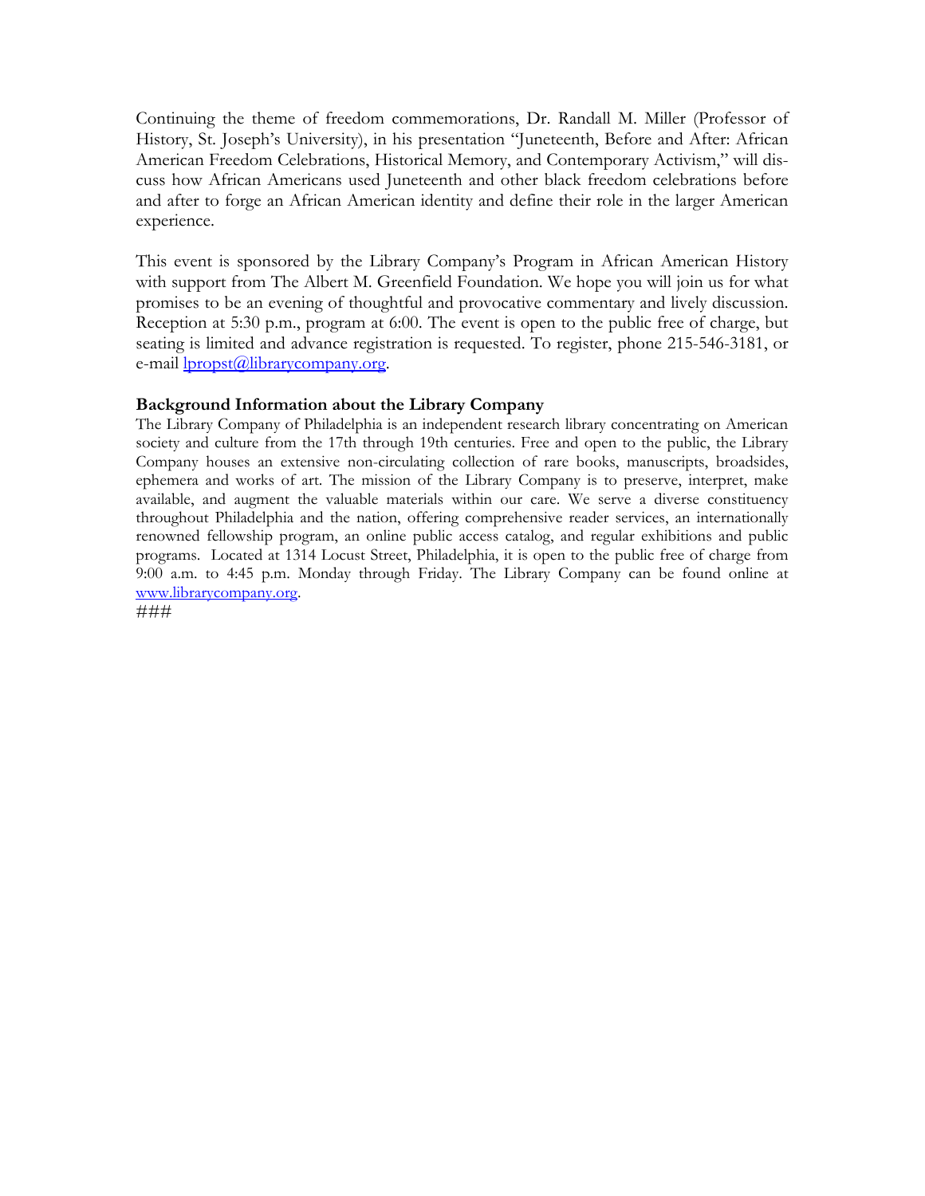Continuing the theme of freedom commemorations, Dr. Randall M. Miller (Professor of History, St. Joseph's University), in his presentation "Juneteenth, Before and After: African American Freedom Celebrations, Historical Memory, and Contemporary Activism," will discuss how African Americans used Juneteenth and other black freedom celebrations before and after to forge an African American identity and define their role in the larger American experience.

This event is sponsored by the Library Company's Program in African American History with support from The Albert M. Greenfield Foundation. We hope you will join us for what promises to be an evening of thoughtful and provocative commentary and lively discussion. Reception at 5:30 p.m., program at 6:00. The event is open to the public free of charge, but seating is limited and advance registration is requested. To register, phone 215-546-3181, or e-mail lpropst@librarycompany.org.

**Background Information about the Library Company**

The Library Company of Philadelphia is an independent research library concentrating on American society and culture from the 17th through 19th centuries. Free and open to the public, the Library Company houses an extensive non-circulating collection of rare books, manuscripts, broadsides, ephemera and works of art. The mission of the Library Company is to preserve, interpret, make available, and augment the valuable materials within our care. We serve a diverse constituency throughout Philadelphia and the nation, offering comprehensive reader services, an internationally renowned fellowship program, an online public access catalog, and regular exhibitions and public programs. Located at 1314 Locust Street, Philadelphia, it is open to the public free of charge from 9:00 a.m. to 4:45 p.m. Monday through Friday. The Library Company can be found online at www.librarycompany.org.

###